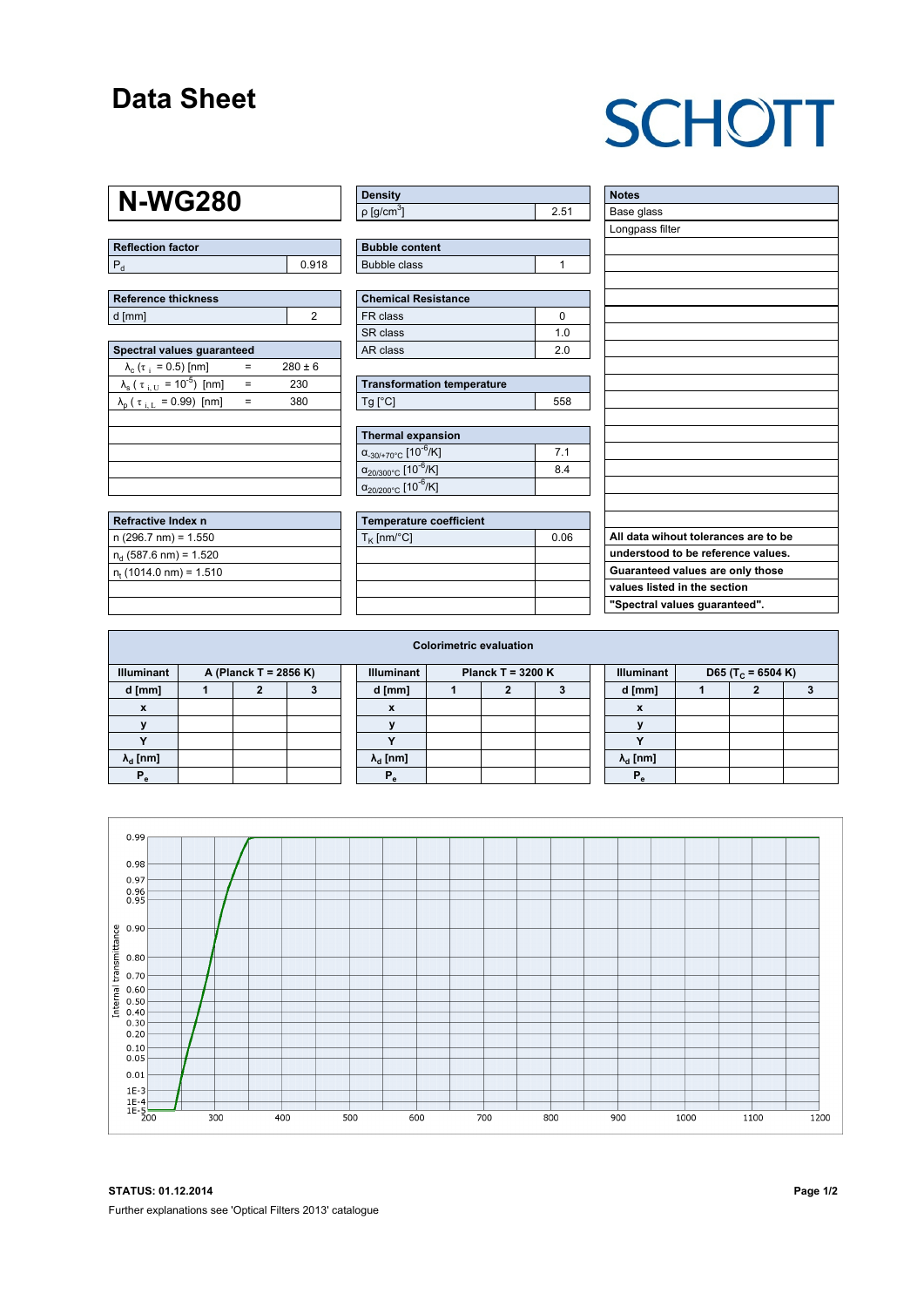# Data Sheet

SCHOTT

## N-WG280

| Reflection factor | |
|---|---|
| $P_d$ | 0.918 |

| Reference thickness | |
|---|---|
| d [mm] | 2 |

| Spectral values guaranteed | | |
|---|---|---|
| $\lambda_c$ ($\tau_i$ = 0.5) [nm] | = | 280 ± 6 |
| $\lambda_s$ ($\tau_{i,U}$ = $10^{-5}$) [nm] | = | 230 |
| $\lambda_p$ ($\tau_{i,L}$ = 0.99) [nm] | = | 380 |

| Refractive Index n |
|---|
| n (296.7 nm) = 1.550 |
| $n_d$ (587.6 nm) = 1.520 |
| $n_t$ (1014.0 nm) = 1.510 |

| Density | |
|---|---|
| ρ [g/cm³] | 2.51 |

| Bubble content | |
|---|---|
| Bubble class | 1 |

| Chemical Resistance | |
|---|---|
| FR class | 0 |
| SR class | 1.0 |
| AR class | 2.0 |

| Transformation temperature | |
|---|---|
| Tg [°C] | 558 |

| Thermal expansion | |
|---|---|
| $\alpha_{-30/+70°C}$ [$10^{-6}$/K] | 7.1 |
| $\alpha_{20/300°C}$ [$10^{-6}$/K] | 8.4 |
| $\alpha_{20/200°C}$ [$10^{-6}$/K] | |

| Temperature coefficient | |
|---|---|
| $T_K$ [nm/°C] | 0.06 |

| Notes |
|---|
| Base glass |
| Longpass filter |

**All data wihout tolerances are to be understood to be reference values. Guaranteed values are only those values listed in the section "Spectral values guaranteed".**

### Colorimetric evaluation

| Illuminant | A (Planck T = 2856 K) | | |
|---|---|---|---|
| d [mm] | 1 | 2 | 3 |
| x | | | |
| y | | | |
| Y | | | |
| $\lambda_d$ [nm] | | | |
| $P_e$ | | | |

| Illuminant | Planck T = 3200 K | | |
|---|---|---|---|
| d [mm] | 1 | 2 | 3 |
| x | | | |
| y | | | |
| Y | | | |
| $\lambda_d$ [nm] | | | |
| $P_e$ | | | |

| Illuminant | D65 ($T_c$ = 6504 K) | | |
|---|---|---|---|
| d [mm] | 1 | 2 | 3 |
| x | | | |
| y | | | |
| Y | | | |
| $\lambda_d$ [nm] | | | |
| $P_e$ | | | |

**STATUS: 01.12.2014**

Further explanations see 'Optical Filters 2013' catalogue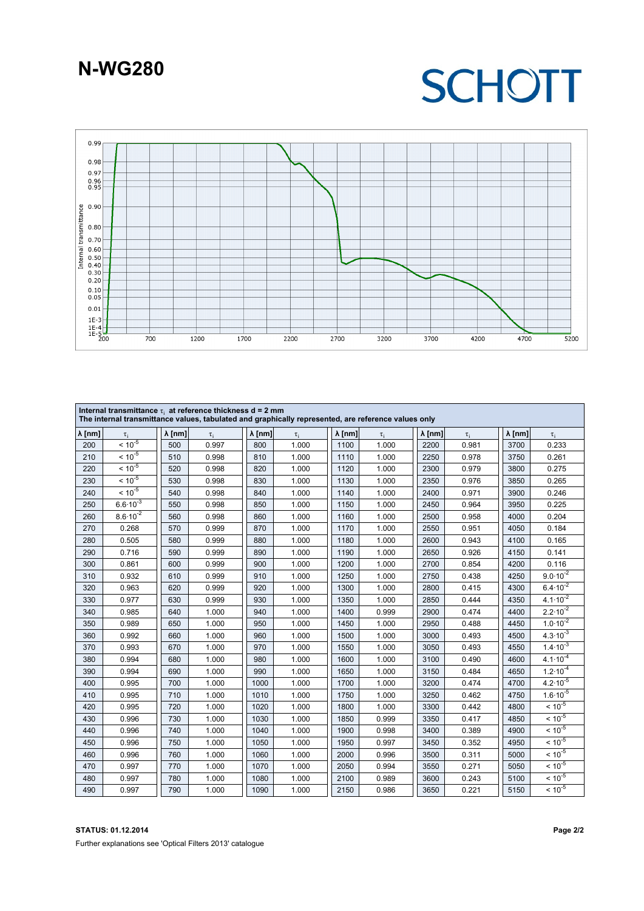# N-WG280

SCHOTT

0.99
0.98
0.97
0.96
0.95
0.90
0.80
0.70
0.60
0.50
0.40
0.30
0.20
0.10
0.05
0.01
1E-3
1E-4
1E-5

Internal transmittance

200
700
1200
1700
2200
2700
3200
3700
4200
4700
5200

**Internal transmittance $\tau_i$ at reference thickness d = 2 mm**
**The internal transmittance values, tabulated and graphically represented, are reference values only**

| λ [nm] | $\tau_i$ | λ [nm] | $\tau_i$ | λ [nm] | $\tau_i$ | λ [nm] | $\tau_i$ | λ [nm] | $\tau_i$ | λ [nm] | $\tau_i$ |
|---|---|---|---|---|---|---|---|---|---|---|---|
| 200 | $< 10^{-5}$ | 500 | 0.997 | 800 | 1.000 | 1100 | 1.000 | 2200 | 0.981 | 3700 | 0.233 |
| 210 | $< 10^{-5}$ | 510 | 0.998 | 810 | 1.000 | 1110 | 1.000 | 2250 | 0.978 | 3750 | 0.261 |
| 220 | $< 10^{-5}$ | 520 | 0.998 | 820 | 1.000 | 1120 | 1.000 | 2300 | 0.979 | 3800 | 0.275 |
| 230 | $< 10^{-5}$ | 530 | 0.998 | 830 | 1.000 | 1130 | 1.000 | 2350 | 0.976 | 3850 | 0.265 |
| 240 | $< 10^{-5}$ | 540 | 0.998 | 840 | 1.000 | 1140 | 1.000 | 2400 | 0.971 | 3900 | 0.246 |
| 250 | $6.6 \cdot 10^{-3}$ | 550 | 0.998 | 850 | 1.000 | 1150 | 1.000 | 2450 | 0.964 | 3950 | 0.225 |
| 260 | $8.6 \cdot 10^{-2}$ | 560 | 0.998 | 860 | 1.000 | 1160 | 1.000 | 2500 | 0.958 | 4000 | 0.204 |
| 270 | 0.268 | 570 | 0.999 | 870 | 1.000 | 1170 | 1.000 | 2550 | 0.951 | 4050 | 0.184 |
| 280 | 0.505 | 580 | 0.999 | 880 | 1.000 | 1180 | 1.000 | 2600 | 0.943 | 4100 | 0.165 |
| 290 | 0.716 | 590 | 0.999 | 890 | 1.000 | 1190 | 1.000 | 2650 | 0.926 | 4150 | 0.141 |
| 300 | 0.861 | 600 | 0.999 | 900 | 1.000 | 1200 | 1.000 | 2700 | 0.854 | 4200 | 0.116 |
| 310 | 0.932 | 610 | 0.999 | 910 | 1.000 | 1250 | 1.000 | 2750 | 0.438 | 4250 | $9.0 \cdot 10^{-2}$ |
| 320 | 0.963 | 620 | 0.999 | 920 | 1.000 | 1300 | 1.000 | 2800 | 0.415 | 4300 | $6.4 \cdot 10^{-2}$ |
| 330 | 0.977 | 630 | 0.999 | 930 | 1.000 | 1350 | 1.000 | 2850 | 0.444 | 4350 | $4.1 \cdot 10^{-2}$ |
| 340 | 0.985 | 640 | 1.000 | 940 | 1.000 | 1400 | 0.999 | 2900 | 0.474 | 4400 | $2.2 \cdot 10^{-2}$ |
| 350 | 0.989 | 650 | 1.000 | 950 | 1.000 | 1450 | 1.000 | 2950 | 0.488 | 4450 | $1.0 \cdot 10^{-2}$ |
| 360 | 0.992 | 660 | 1.000 | 960 | 1.000 | 1500 | 1.000 | 3000 | 0.493 | 4500 | $4.3 \cdot 10^{-3}$ |
| 370 | 0.993 | 670 | 1.000 | 970 | 1.000 | 1550 | 1.000 | 3050 | 0.493 | 4550 | $1.4 \cdot 10^{-3}$ |
| 380 | 0.994 | 680 | 1.000 | 980 | 1.000 | 1600 | 1.000 | 3100 | 0.490 | 4600 | $4.1 \cdot 10^{-4}$ |
| 390 | 0.994 | 690 | 1.000 | 990 | 1.000 | 1650 | 1.000 | 3150 | 0.484 | 4650 | $1.2 \cdot 10^{-4}$ |
| 400 | 0.995 | 700 | 1.000 | 1000 | 1.000 | 1700 | 1.000 | 3200 | 0.474 | 4700 | $4.2 \cdot 10^{-5}$ |
| 410 | 0.995 | 710 | 1.000 | 1010 | 1.000 | 1750 | 1.000 | 3250 | 0.462 | 4750 | $1.6 \cdot 10^{-5}$ |
| 420 | 0.995 | 720 | 1.000 | 1020 | 1.000 | 1800 | 1.000 | 3300 | 0.442 | 4800 | $< 10^{-5}$ |
| 430 | 0.996 | 730 | 1.000 | 1030 | 1.000 | 1850 | 0.999 | 3350 | 0.417 | 4850 | $< 10^{-5}$ |
| 440 | 0.996 | 740 | 1.000 | 1040 | 1.000 | 1900 | 0.998 | 3400 | 0.389 | 4900 | $< 10^{-5}$ |
| 450 | 0.996 | 750 | 1.000 | 1050 | 1.000 | 1950 | 0.997 | 3450 | 0.352 | 4950 | $< 10^{-5}$ |
| 460 | 0.996 | 760 | 1.000 | 1060 | 1.000 | 2000 | 0.996 | 3500 | 0.311 | 5000 | $< 10^{-5}$ |
| 470 | 0.997 | 770 | 1.000 | 1070 | 1.000 | 2050 | 0.994 | 3550 | 0.271 | 5050 | $< 10^{-5}$ |
| 480 | 0.997 | 780 | 1.000 | 1080 | 1.000 | 2100 | 0.989 | 3600 | 0.243 | 5100 | $< 10^{-5}$ |
| 490 | 0.997 | 790 | 1.000 | 1090 | 1.000 | 2150 | 0.986 | 3650 | 0.221 | 5150 | $< 10^{-5}$ |

**STATUS: 01.12.2014**

Further explanations see 'Optical Filters 2013' catalogue